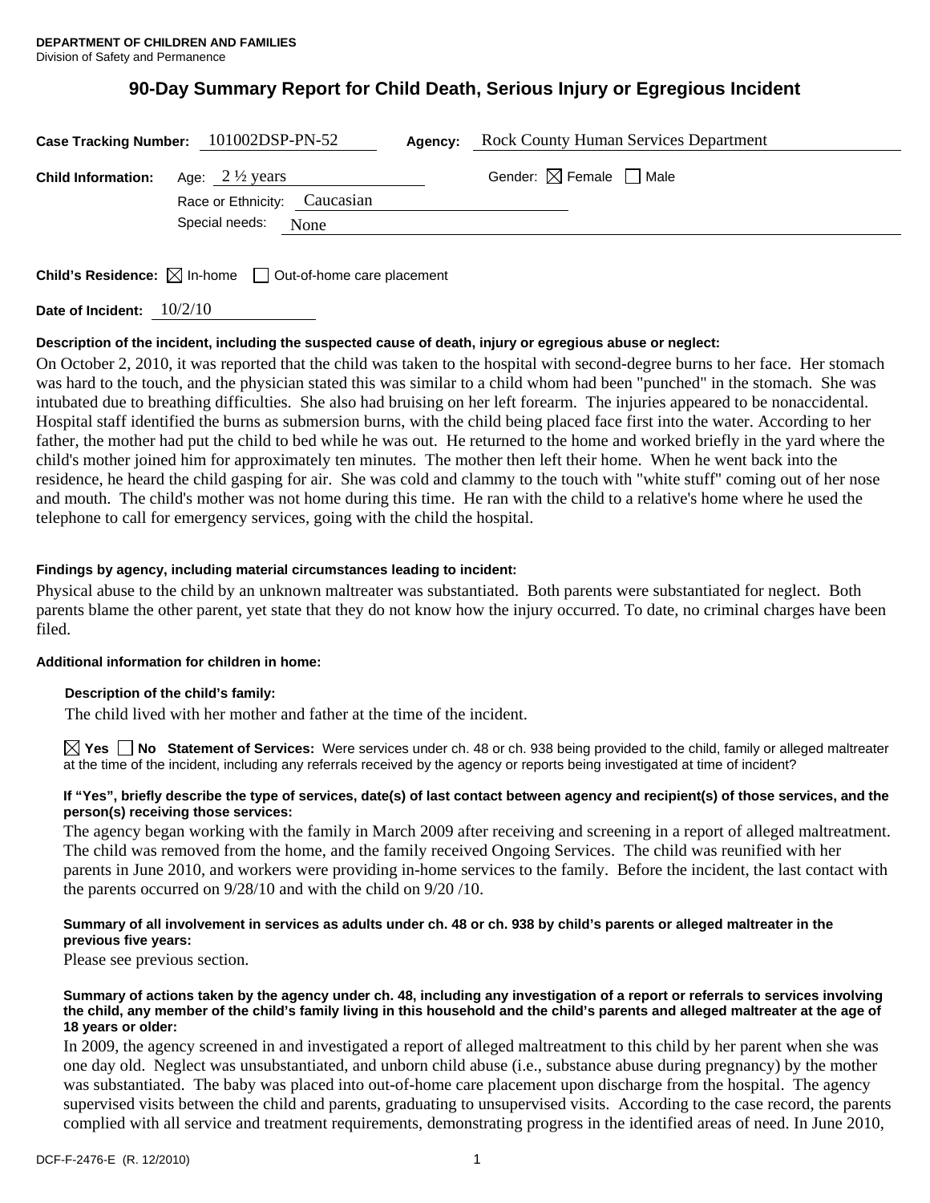**DEPARTMENT OF CHILDREN AND FAMILIES**
Division of Safety and Permanence

# 90-Day Summary Report for Child Death, Serious Injury or Egregious Incident

**Case Tracking Number:** 101002DSP-PN-52 **Agency:** Rock County Human Services Department

**Child Information:** Age: 2 ½ years Gender: ☒ Female ☐ Male

Race or Ethnicity: Caucasian

Special needs: None

**Child's Residence:** ☒ In-home ☐ Out-of-home care placement

**Date of Incident:** 10/2/10

**Description of the incident, including the suspected cause of death, injury or egregious abuse or neglect:**

On October 2, 2010, it was reported that the child was taken to the hospital with second-degree burns to her face. Her stomach was hard to the touch, and the physician stated this was similar to a child whom had been "punched" in the stomach. She was intubated due to breathing difficulties. She also had bruising on her left forearm. The injuries appeared to be nonaccidental. Hospital staff identified the burns as submersion burns, with the child being placed face first into the water. According to her father, the mother had put the child to bed while he was out. He returned to the home and worked briefly in the yard where the child's mother joined him for approximately ten minutes. The mother then left their home. When he went back into the residence, he heard the child gasping for air. She was cold and clammy to the touch with "white stuff" coming out of her nose and mouth. The child's mother was not home during this time. He ran with the child to a relative's home where he used the telephone to call for emergency services, going with the child the hospital.

**Findings by agency, including material circumstances leading to incident:**

Physical abuse to the child by an unknown maltreater was substantiated. Both parents were substantiated for neglect. Both parents blame the other parent, yet state that they do not know how the injury occurred. To date, no criminal charges have been filed.

**Additional information for children in home:**

**Description of the child's family:**

The child lived with her mother and father at the time of the incident.

☒ **Yes** ☐ **No Statement of Services:** Were services under ch. 48 or ch. 938 being provided to the child, family or alleged maltreater at the time of the incident, including any referrals received by the agency or reports being investigated at time of incident?

**If "Yes", briefly describe the type of services, date(s) of last contact between agency and recipient(s) of those services, and the person(s) receiving those services:**

The agency began working with the family in March 2009 after receiving and screening in a report of alleged maltreatment. The child was removed from the home, and the family received Ongoing Services. The child was reunified with her parents in June 2010, and workers were providing in-home services to the family. Before the incident, the last contact with the parents occurred on 9/28/10 and with the child on 9/20 /10.

**Summary of all involvement in services as adults under ch. 48 or ch. 938 by child's parents or alleged maltreater in the previous five years:**

Please see previous section.

**Summary of actions taken by the agency under ch. 48, including any investigation of a report or referrals to services involving the child, any member of the child's family living in this household and the child's parents and alleged maltreater at the age of 18 years or older:**

In 2009, the agency screened in and investigated a report of alleged maltreatment to this child by her parent when she was one day old. Neglect was unsubstantiated, and unborn child abuse (i.e., substance abuse during pregnancy) by the mother was substantiated. The baby was placed into out-of-home care placement upon discharge from the hospital. The agency supervised visits between the child and parents, graduating to unsupervised visits. According to the case record, the parents complied with all service and treatment requirements, demonstrating progress in the identified areas of need. In June 2010,

DCF-F-2476-E (R. 12/2010)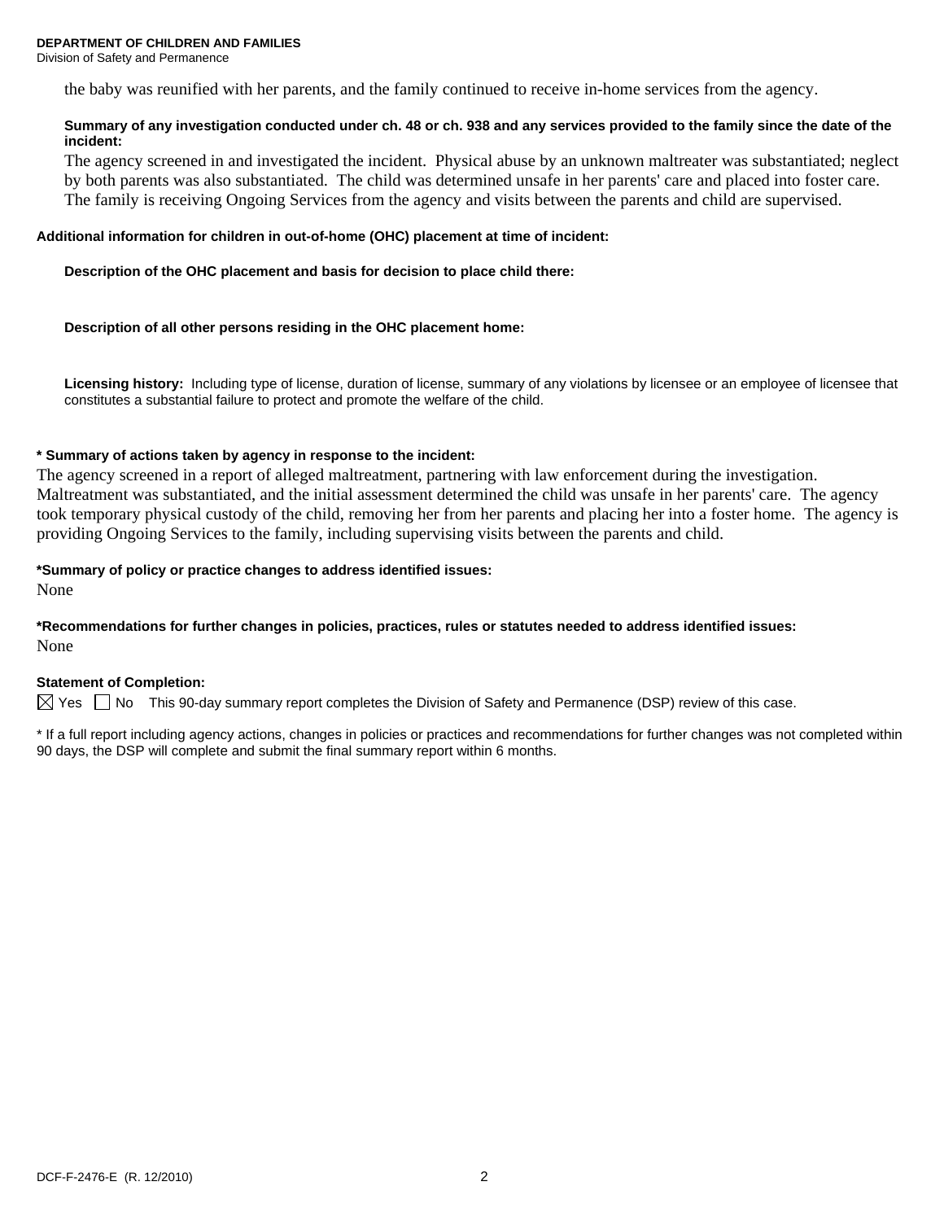the baby was reunified with her parents, and the family continued to receive in-home services from the agency.

**Summary of any investigation conducted under ch. 48 or ch. 938 and any services provided to the family since the date of the incident:**

The agency screened in and investigated the incident. Physical abuse by an unknown maltreater was substantiated; neglect by both parents was also substantiated. The child was determined unsafe in her parents' care and placed into foster care. The family is receiving Ongoing Services from the agency and visits between the parents and child are supervised.

**Additional information for children in out-of-home (OHC) placement at time of incident:**

**Description of the OHC placement and basis for decision to place child there:**

**Description of all other persons residing in the OHC placement home:**

**Licensing history:** Including type of license, duration of license, summary of any violations by licensee or an employee of licensee that constitutes a substantial failure to protect and promote the welfare of the child.

**\* Summary of actions taken by agency in response to the incident:**

The agency screened in a report of alleged maltreatment, partnering with law enforcement during the investigation. Maltreatment was substantiated, and the initial assessment determined the child was unsafe in her parents' care. The agency took temporary physical custody of the child, removing her from her parents and placing her into a foster home. The agency is providing Ongoing Services to the family, including supervising visits between the parents and child.

**\*Summary of policy or practice changes to address identified issues:**

None

**\*Recommendations for further changes in policies, practices, rules or statutes needed to address identified issues:**

None

**Statement of Completion:**

☒ Yes ☐ No This 90-day summary report completes the Division of Safety and Permanence (DSP) review of this case.

\* If a full report including agency actions, changes in policies or practices and recommendations for further changes was not completed within 90 days, the DSP will complete and submit the final summary report within 6 months.